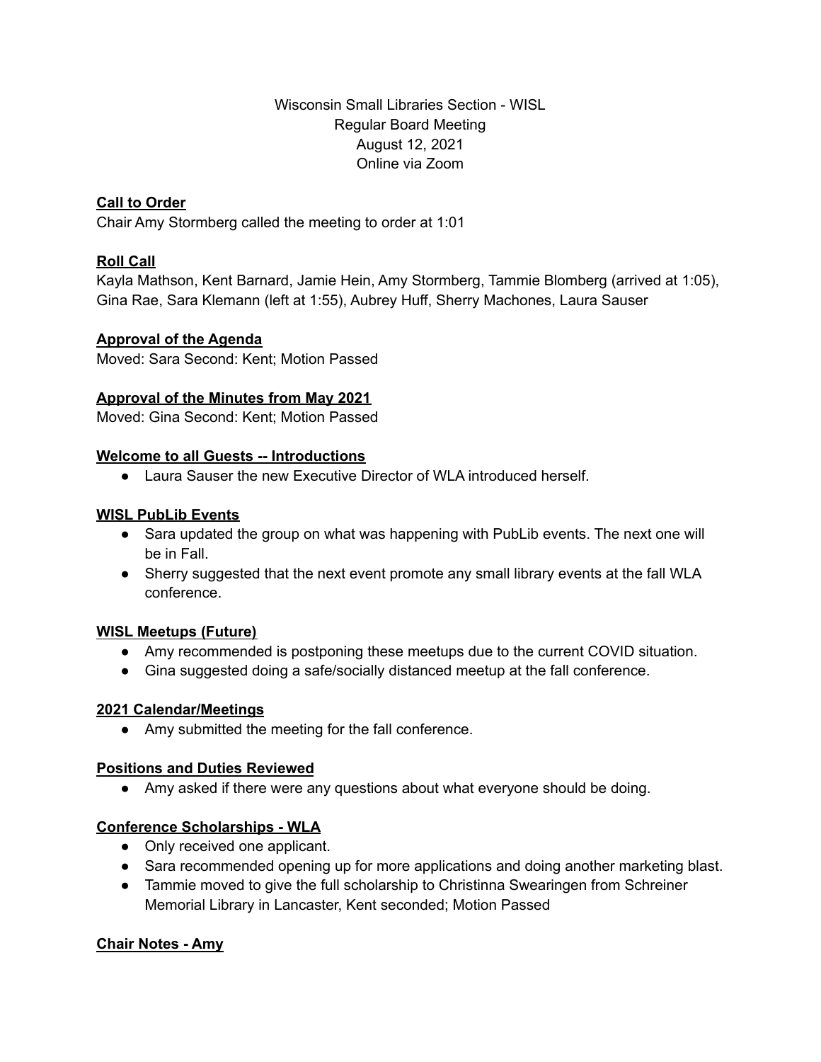Wisconsin Small Libraries Section - WISL
Regular Board Meeting
August 12, 2021
Online via Zoom

**Call to Order**

Chair Amy Stormberg called the meeting to order at 1:01

**Roll Call**

Kayla Mathson, Kent Barnard, Jamie Hein, Amy Stormberg, Tammie Blomberg (arrived at 1:05), Gina Rae, Sara Klemann (left at 1:55), Aubrey Huff, Sherry Machones, Laura Sauser

**Approval of the Agenda**

Moved: Sara Second: Kent; Motion Passed

**Approval of the Minutes from May 2021**

Moved: Gina Second: Kent; Motion Passed

**Welcome to all Guests -- Introductions**

- Laura Sauser the new Executive Director of WLA introduced herself.

**WISL PubLib Events**

- Sara updated the group on what was happening with PubLib events. The next one will be in Fall.
- Sherry suggested that the next event promote any small library events at the fall WLA conference.

**WISL Meetups (Future)**

- Amy recommended is postponing these meetups due to the current COVID situation.
- Gina suggested doing a safe/socially distanced meetup at the fall conference.

**2021 Calendar/Meetings**

- Amy submitted the meeting for the fall conference.

**Positions and Duties Reviewed**

- Amy asked if there were any questions about what everyone should be doing.

**Conference Scholarships - WLA**

- Only received one applicant.
- Sara recommended opening up for more applications and doing another marketing blast.
- Tammie moved to give the full scholarship to Christinna Swearingen from Schreiner Memorial Library in Lancaster, Kent seconded; Motion Passed

**Chair Notes - Amy**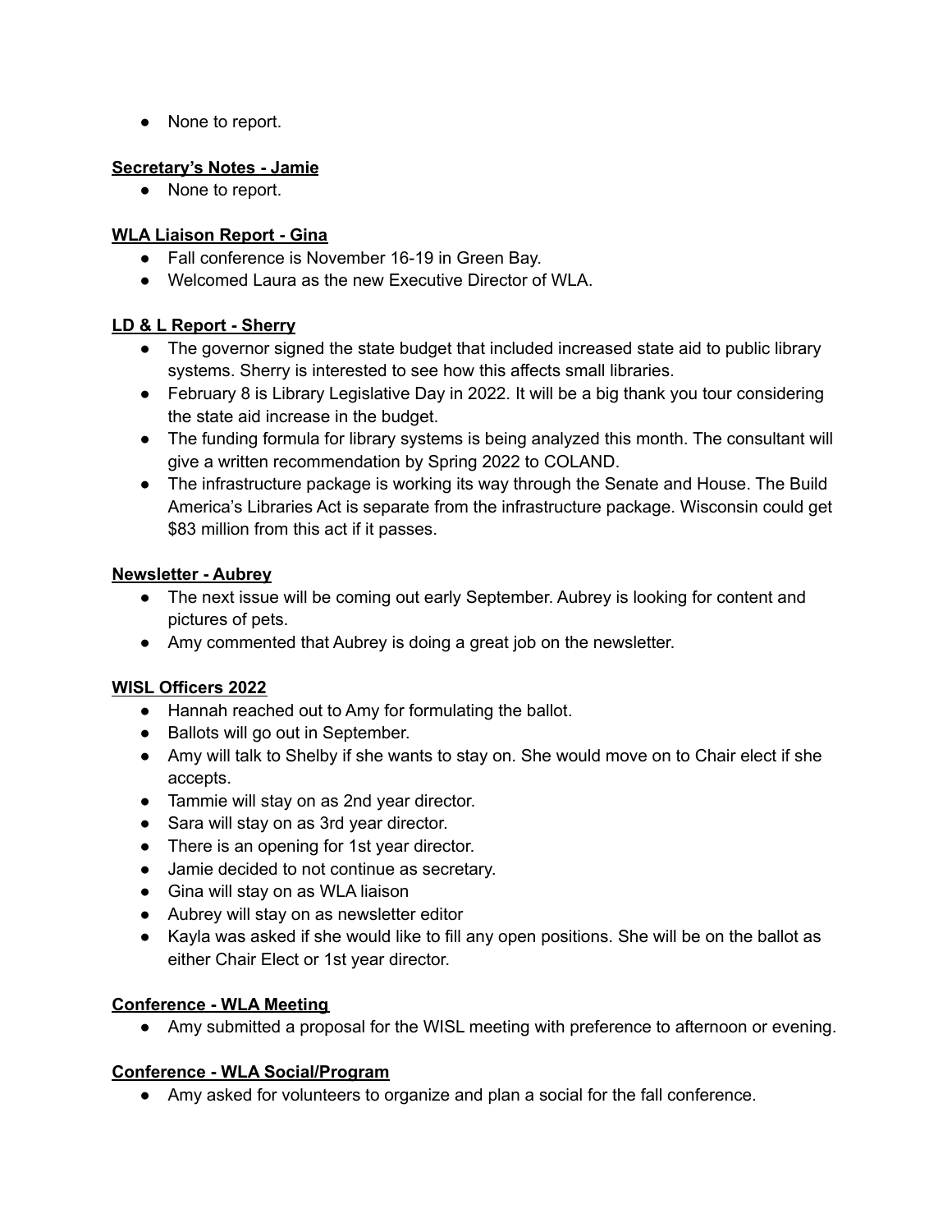- None to report.

**Secretary's Notes - Jamie**

- None to report.

**WLA Liaison Report - Gina**

- Fall conference is November 16-19 in Green Bay.
- Welcomed Laura as the new Executive Director of WLA.

**LD & L Report - Sherry**

- The governor signed the state budget that included increased state aid to public library systems. Sherry is interested to see how this affects small libraries.
- February 8 is Library Legislative Day in 2022. It will be a big thank you tour considering the state aid increase in the budget.
- The funding formula for library systems is being analyzed this month. The consultant will give a written recommendation by Spring 2022 to COLAND.
- The infrastructure package is working its way through the Senate and House. The Build America's Libraries Act is separate from the infrastructure package. Wisconsin could get $83 million from this act if it passes.

**Newsletter - Aubrey**

- The next issue will be coming out early September. Aubrey is looking for content and pictures of pets.
- Amy commented that Aubrey is doing a great job on the newsletter.

**WISL Officers 2022**

- Hannah reached out to Amy for formulating the ballot.
- Ballots will go out in September.
- Amy will talk to Shelby if she wants to stay on. She would move on to Chair elect if she accepts.
- Tammie will stay on as 2nd year director.
- Sara will stay on as 3rd year director.
- There is an opening for 1st year director.
- Jamie decided to not continue as secretary.
- Gina will stay on as WLA liaison
- Aubrey will stay on as newsletter editor
- Kayla was asked if she would like to fill any open positions. She will be on the ballot as either Chair Elect or 1st year director.

**Conference - WLA Meeting**

- Amy submitted a proposal for the WISL meeting with preference to afternoon or evening.

**Conference - WLA Social/Program**

- Amy asked for volunteers to organize and plan a social for the fall conference.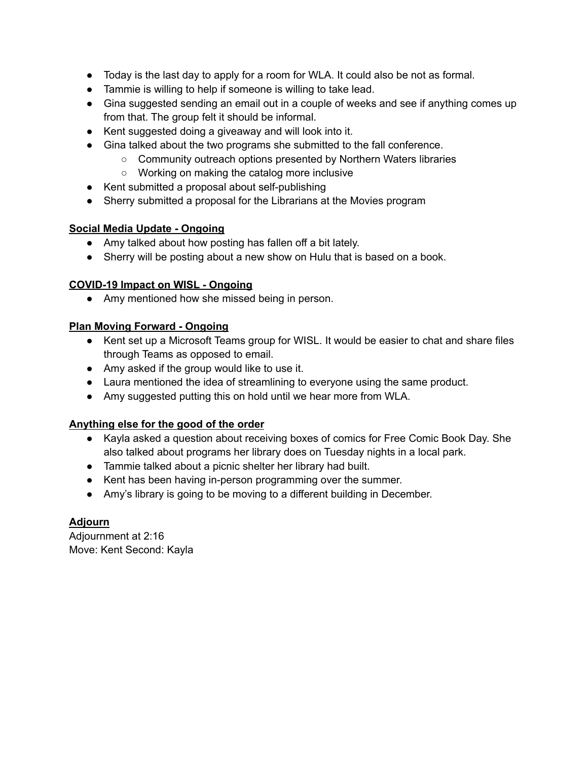- Today is the last day to apply for a room for WLA. It could also be not as formal.
- Tammie is willing to help if someone is willing to take lead.
- Gina suggested sending an email out in a couple of weeks and see if anything comes up from that. The group felt it should be informal.
- Kent suggested doing a giveaway and will look into it.
- Gina talked about the two programs she submitted to the fall conference.
    - Community outreach options presented by Northern Waters libraries
    - Working on making the catalog more inclusive
- Kent submitted a proposal about self-publishing
- Sherry submitted a proposal for the Librarians at the Movies program

**Social Media Update - Ongoing**

- Amy talked about how posting has fallen off a bit lately.
- Sherry will be posting about a new show on Hulu that is based on a book.

**COVID-19 Impact on WISL - Ongoing**

- Amy mentioned how she missed being in person.

**Plan Moving Forward - Ongoing**

- Kent set up a Microsoft Teams group for WISL. It would be easier to chat and share files through Teams as opposed to email.
- Amy asked if the group would like to use it.
- Laura mentioned the idea of streamlining to everyone using the same product.
- Amy suggested putting this on hold until we hear more from WLA.

**Anything else for the good of the order**

- Kayla asked a question about receiving boxes of comics for Free Comic Book Day. She also talked about programs her library does on Tuesday nights in a local park.
- Tammie talked about a picnic shelter her library had built.
- Kent has been having in-person programming over the summer.
- Amy's library is going to be moving to a different building in December.

**Adjourn**

Adjournment at 2:16
Move: Kent Second: Kayla